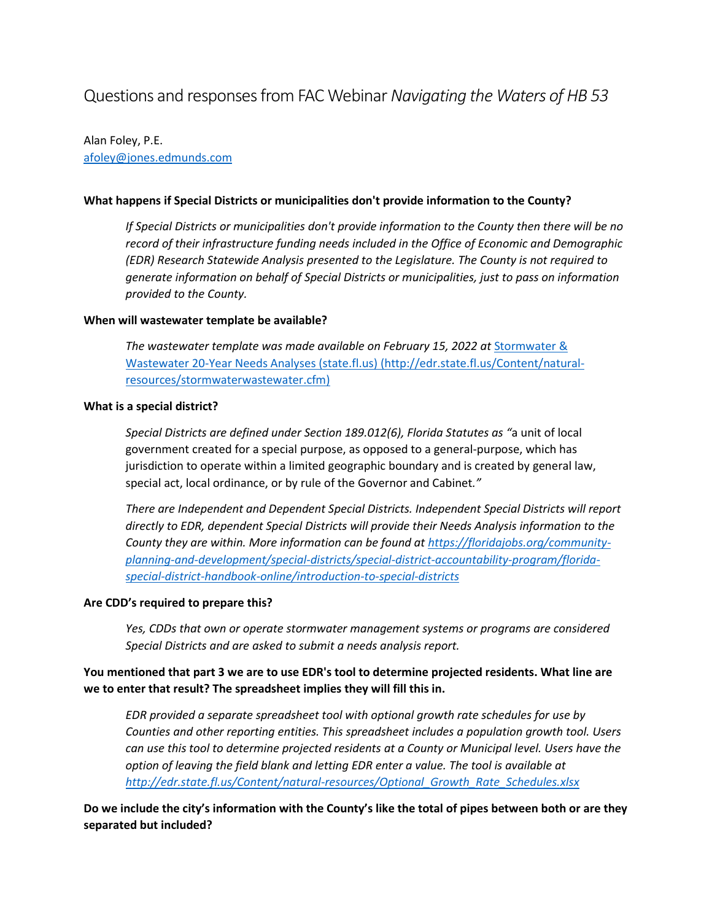# Questions and responses from FAC Webinar *Navigating the Waters of HB 53*

Alan Foley, P.E.
afoley@jones.edmunds.com

**What happens if Special Districts or municipalities don't provide information to the County?**

> *If Special Districts or municipalities don't provide information to the County then there will be no record of their infrastructure funding needs included in the Office of Economic and Demographic (EDR) Research Statewide Analysis presented to the Legislature. The County is not required to generate information on behalf of Special Districts or municipalities, just to pass on information provided to the County.*

**When will wastewater template be available?**

> *The wastewater template was made available on February 15, 2022 at* Stormwater & Wastewater 20-Year Needs Analyses (state.fl.us) (http://edr.state.fl.us/Content/natural-resources/stormwaterwastewater.cfm)

**What is a special district?**

> *Special Districts are defined under Section 189.012(6), Florida Statutes as "*a unit of local government created for a special purpose, as opposed to a general-purpose, which has jurisdiction to operate within a limited geographic boundary and is created by general law, special act, local ordinance, or by rule of the Governor and Cabinet.*"*
>
> *There are Independent and Dependent Special Districts. Independent Special Districts will report directly to EDR, dependent Special Districts will provide their Needs Analysis information to the County they are within. More information can be found at https://floridajobs.org/community-planning-and-development/special-districts/special-district-accountability-program/florida-special-district-handbook-online/introduction-to-special-districts*

**Are CDD's required to prepare this?**

> *Yes, CDDs that own or operate stormwater management systems or programs are considered Special Districts and are asked to submit a needs analysis report.*

**You mentioned that part 3 we are to use EDR's tool to determine projected residents. What line are we to enter that result? The spreadsheet implies they will fill this in.**

> *EDR provided a separate spreadsheet tool with optional growth rate schedules for use by Counties and other reporting entities. This spreadsheet includes a population growth tool. Users can use this tool to determine projected residents at a County or Municipal level. Users have the option of leaving the field blank and letting EDR enter a value. The tool is available at http://edr.state.fl.us/Content/natural-resources/Optional_Growth_Rate_Schedules.xlsx*

**Do we include the city's information with the County's like the total of pipes between both or are they separated but included?**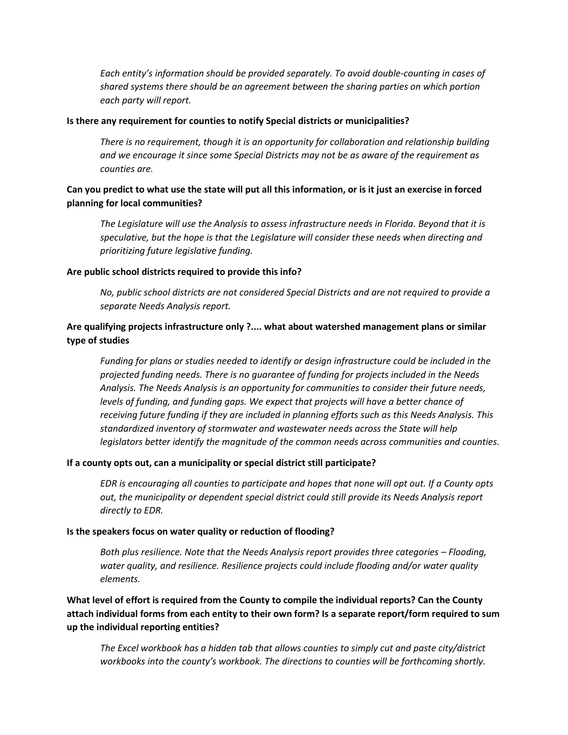*Each entity's information should be provided separately. To avoid double-counting in cases of shared systems there should be an agreement between the sharing parties on which portion each party will report.*

**Is there any requirement for counties to notify Special districts or municipalities?**

*There is no requirement, though it is an opportunity for collaboration and relationship building and we encourage it since some Special Districts may not be as aware of the requirement as counties are.*

**Can you predict to what use the state will put all this information, or is it just an exercise in forced planning for local communities?**

*The Legislature will use the Analysis to assess infrastructure needs in Florida. Beyond that it is speculative, but the hope is that the Legislature will consider these needs when directing and prioritizing future legislative funding.*

**Are public school districts required to provide this info?**

*No, public school districts are not considered Special Districts and are not required to provide a separate Needs Analysis report.*

**Are qualifying projects infrastructure only ?.... what about watershed management plans or similar type of studies**

*Funding for plans or studies needed to identify or design infrastructure could be included in the projected funding needs. There is no guarantee of funding for projects included in the Needs Analysis. The Needs Analysis is an opportunity for communities to consider their future needs, levels of funding, and funding gaps. We expect that projects will have a better chance of receiving future funding if they are included in planning efforts such as this Needs Analysis. This standardized inventory of stormwater and wastewater needs across the State will help legislators better identify the magnitude of the common needs across communities and counties.*

**If a county opts out, can a municipality or special district still participate?**

*EDR is encouraging all counties to participate and hopes that none will opt out. If a County opts out, the municipality or dependent special district could still provide its Needs Analysis report directly to EDR.*

**Is the speakers focus on water quality or reduction of flooding?**

*Both plus resilience. Note that the Needs Analysis report provides three categories – Flooding, water quality, and resilience. Resilience projects could include flooding and/or water quality elements.*

**What level of effort is required from the County to compile the individual reports? Can the County attach individual forms from each entity to their own form? Is a separate report/form required to sum up the individual reporting entities?**

*The Excel workbook has a hidden tab that allows counties to simply cut and paste city/district workbooks into the county's workbook. The directions to counties will be forthcoming shortly.*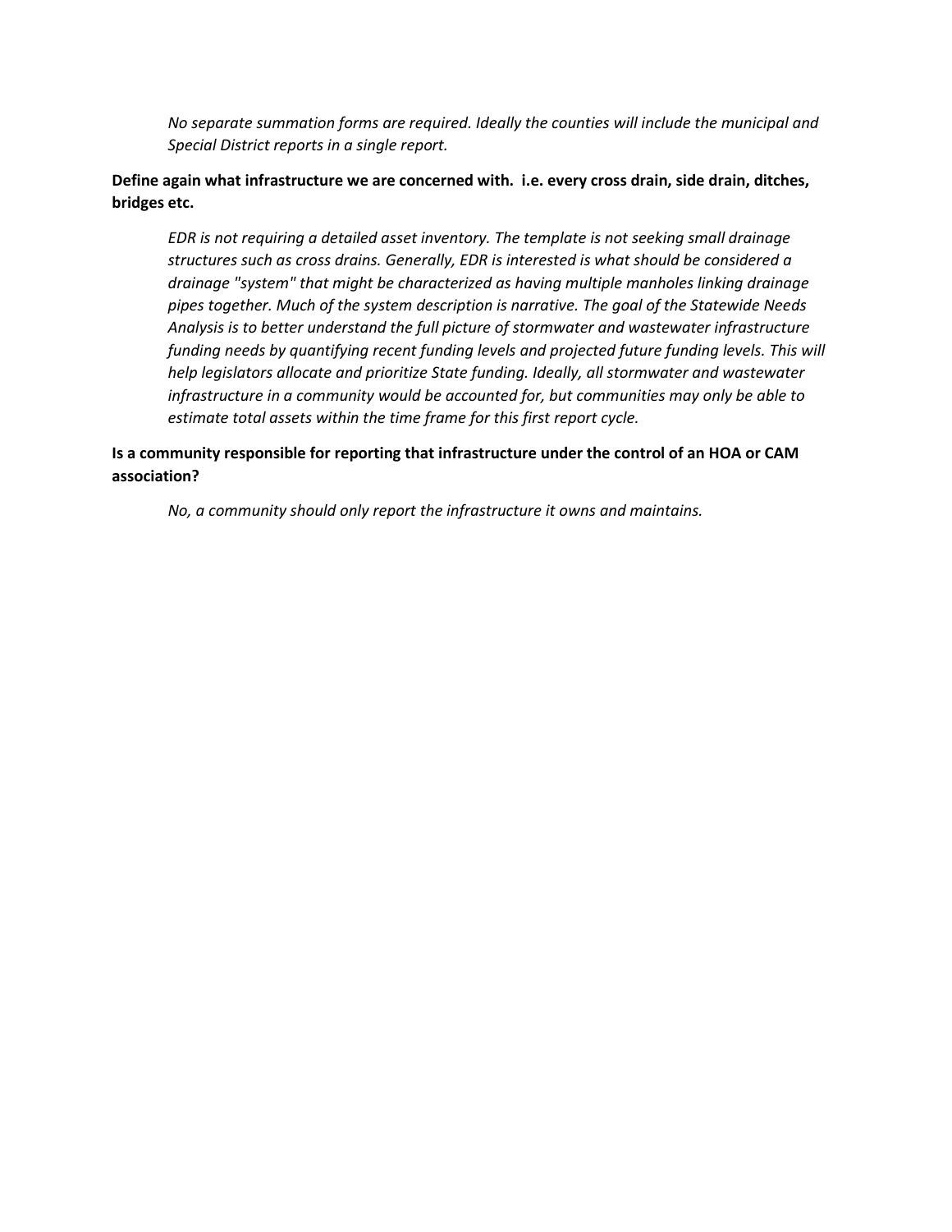*No separate summation forms are required. Ideally the counties will include the municipal and Special District reports in a single report.*

**Define again what infrastructure we are concerned with. i.e. every cross drain, side drain, ditches, bridges etc.**

*EDR is not requiring a detailed asset inventory. The template is not seeking small drainage structures such as cross drains. Generally, EDR is interested is what should be considered a drainage "system" that might be characterized as having multiple manholes linking drainage pipes together. Much of the system description is narrative. The goal of the Statewide Needs Analysis is to better understand the full picture of stormwater and wastewater infrastructure funding needs by quantifying recent funding levels and projected future funding levels. This will help legislators allocate and prioritize State funding. Ideally, all stormwater and wastewater infrastructure in a community would be accounted for, but communities may only be able to estimate total assets within the time frame for this first report cycle.*

**Is a community responsible for reporting that infrastructure under the control of an HOA or CAM association?**

*No, a community should only report the infrastructure it owns and maintains.*